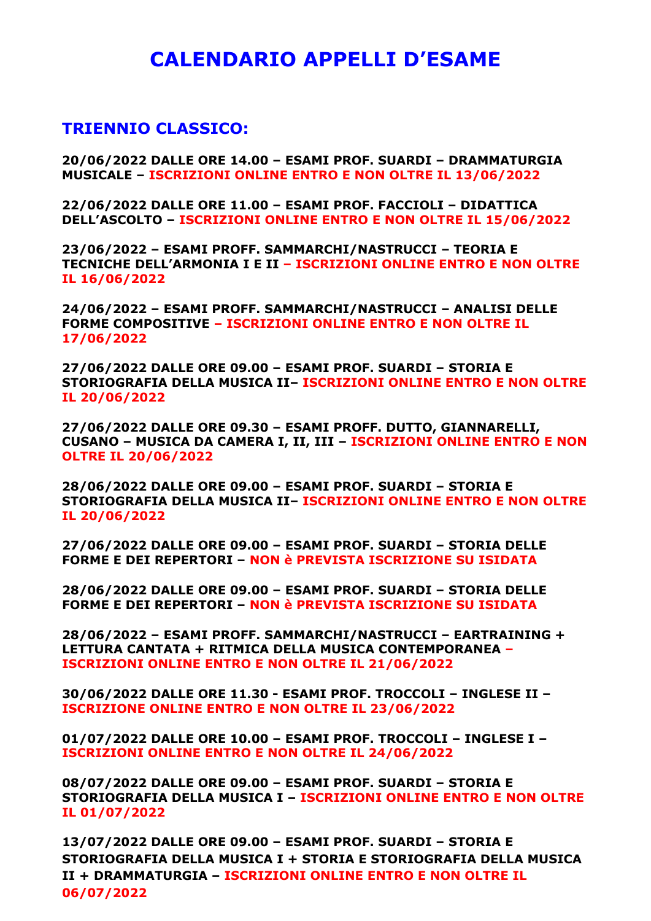# CALENDARIO APPELLI D'ESAME

## TRIENNIO CLASSICO:

**20/06/2022 DALLE ORE 14.00 – ESAMI PROF. SUARDI – DRAMMATURGIA MUSICALE – ISCRIZIONI ONLINE ENTRO E NON OLTRE IL 13/06/2022**

**22/06/2022 DALLE ORE 11.00 – ESAMI PROF. FACCIOLI – DIDATTICA DELL'ASCOLTO – ISCRIZIONI ONLINE ENTRO E NON OLTRE IL 15/06/2022**

**23/06/2022 – ESAMI PROFF. SAMMARCHI/NASTRUCCI – TEORIA E TECNICHE DELL'ARMONIA I E II – ISCRIZIONI ONLINE ENTRO E NON OLTRE IL 16/06/2022**

**24/06/2022 – ESAMI PROFF. SAMMARCHI/NASTRUCCI – ANALISI DELLE FORME COMPOSITIVE – ISCRIZIONI ONLINE ENTRO E NON OLTRE IL 17/06/2022**

**27/06/2022 DALLE ORE 09.00 – ESAMI PROF. SUARDI – STORIA E STORIOGRAFIA DELLA MUSICA II– ISCRIZIONI ONLINE ENTRO E NON OLTRE IL 20/06/2022**

**27/06/2022 DALLE ORE 09.30 – ESAMI PROFF. DUTTO, GIANNARELLI, CUSANO – MUSICA DA CAMERA I, II, III – ISCRIZIONI ONLINE ENTRO E NON OLTRE IL 20/06/2022**

**28/06/2022 DALLE ORE 09.00 – ESAMI PROF. SUARDI – STORIA E STORIOGRAFIA DELLA MUSICA II– ISCRIZIONI ONLINE ENTRO E NON OLTRE IL 20/06/2022**

**27/06/2022 DALLE ORE 09.00 – ESAMI PROF. SUARDI – STORIA DELLE FORME E DEI REPERTORI – NON è PREVISTA ISCRIZIONE SU ISIDATA**

**28/06/2022 DALLE ORE 09.00 – ESAMI PROF. SUARDI – STORIA DELLE FORME E DEI REPERTORI – NON è PREVISTA ISCRIZIONE SU ISIDATA**

**28/06/2022 – ESAMI PROFF. SAMMARCHI/NASTRUCCI – EARTRAINING + LETTURA CANTATA + RITMICA DELLA MUSICA CONTEMPORANEA – ISCRIZIONI ONLINE ENTRO E NON OLTRE IL 21/06/2022**

**30/06/2022 DALLE ORE 11.30 - ESAMI PROF. TROCCOLI – INGLESE II – ISCRIZIONE ONLINE ENTRO E NON OLTRE IL 23/06/2022**

**01/07/2022 DALLE ORE 10.00 – ESAMI PROF. TROCCOLI – INGLESE I – ISCRIZIONI ONLINE ENTRO E NON OLTRE IL 24/06/2022**

**08/07/2022 DALLE ORE 09.00 – ESAMI PROF. SUARDI – STORIA E STORIOGRAFIA DELLA MUSICA I – ISCRIZIONI ONLINE ENTRO E NON OLTRE IL 01/07/2022**

**13/07/2022 DALLE ORE 09.00 – ESAMI PROF. SUARDI – STORIA E STORIOGRAFIA DELLA MUSICA I + STORIA E STORIOGRAFIA DELLA MUSICA II + DRAMMATURGIA – ISCRIZIONI ONLINE ENTRO E NON OLTRE IL 06/07/2022**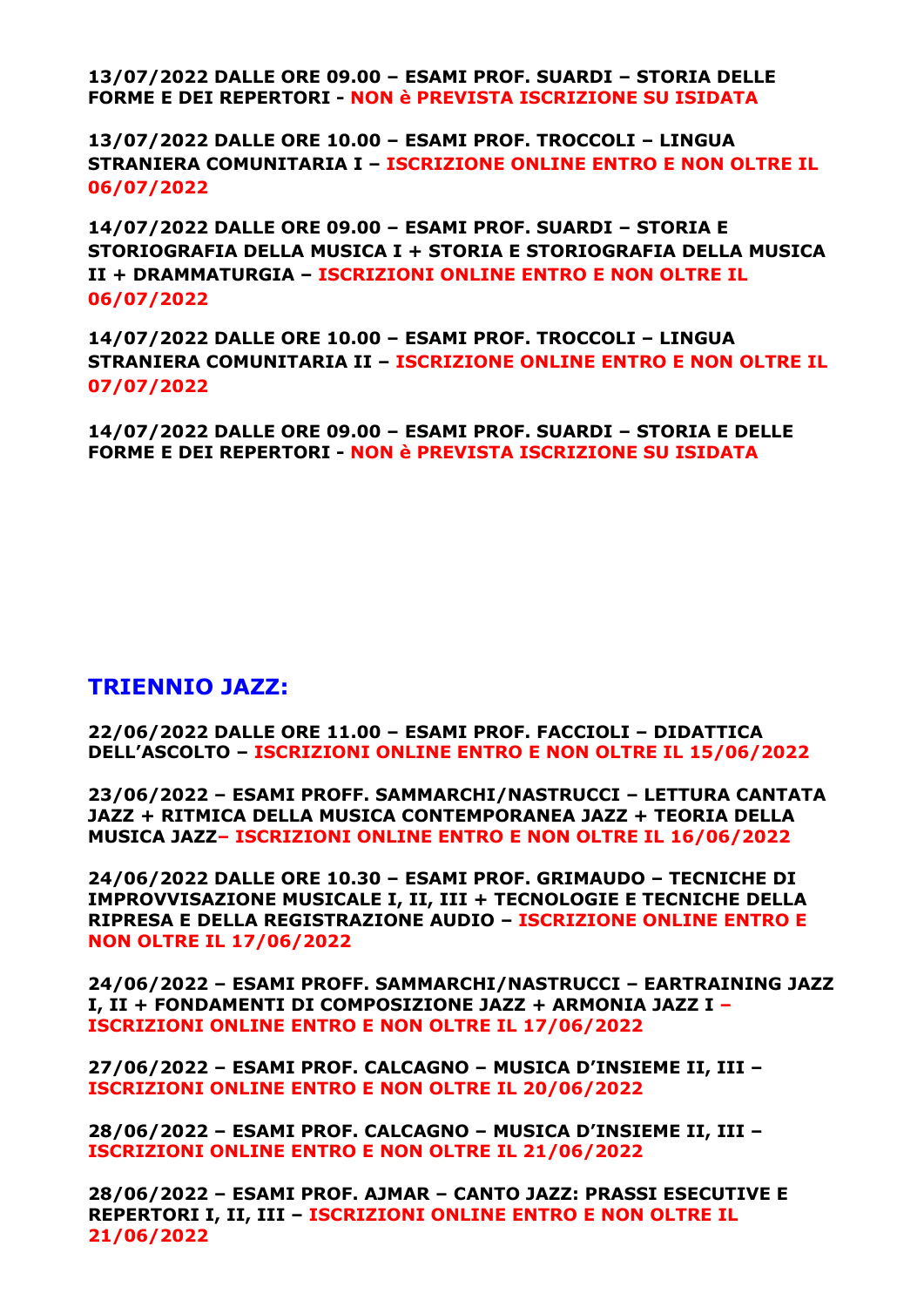**13/07/2022 DALLE ORE 09.00 – ESAMI PROF. SUARDI – STORIA DELLE FORME E DEI REPERTORI - NON è PREVISTA ISCRIZIONE SU ISIDATA**

**13/07/2022 DALLE ORE 10.00 – ESAMI PROF. TROCCOLI – LINGUA STRANIERA COMUNITARIA I – ISCRIZIONE ONLINE ENTRO E NON OLTRE IL 06/07/2022**

**14/07/2022 DALLE ORE 09.00 – ESAMI PROF. SUARDI – STORIA E STORIOGRAFIA DELLA MUSICA I + STORIA E STORIOGRAFIA DELLA MUSICA II + DRAMMATURGIA – ISCRIZIONI ONLINE ENTRO E NON OLTRE IL 06/07/2022**

**14/07/2022 DALLE ORE 10.00 – ESAMI PROF. TROCCOLI – LINGUA STRANIERA COMUNITARIA II – ISCRIZIONE ONLINE ENTRO E NON OLTRE IL 07/07/2022**

**14/07/2022 DALLE ORE 09.00 – ESAMI PROF. SUARDI – STORIA E DELLE FORME E DEI REPERTORI - NON è PREVISTA ISCRIZIONE SU ISIDATA**

## TRIENNIO JAZZ:

**22/06/2022 DALLE ORE 11.00 – ESAMI PROF. FACCIOLI – DIDATTICA DELL'ASCOLTO – ISCRIZIONI ONLINE ENTRO E NON OLTRE IL 15/06/2022**

**23/06/2022 – ESAMI PROFF. SAMMARCHI/NASTRUCCI – LETTURA CANTATA JAZZ + RITMICA DELLA MUSICA CONTEMPORANEA JAZZ + TEORIA DELLA MUSICA JAZZ– ISCRIZIONI ONLINE ENTRO E NON OLTRE IL 16/06/2022**

**24/06/2022 DALLE ORE 10.30 – ESAMI PROF. GRIMAUDO – TECNICHE DI IMPROVVISAZIONE MUSICALE I, II, III + TECNOLOGIE E TECNICHE DELLA RIPRESA E DELLA REGISTRAZIONE AUDIO – ISCRIZIONE ONLINE ENTRO E NON OLTRE IL 17/06/2022**

**24/06/2022 – ESAMI PROFF. SAMMARCHI/NASTRUCCI – EARTRAINING JAZZ I, II + FONDAMENTI DI COMPOSIZIONE JAZZ + ARMONIA JAZZ I – ISCRIZIONI ONLINE ENTRO E NON OLTRE IL 17/06/2022**

**27/06/2022 – ESAMI PROF. CALCAGNO – MUSICA D'INSIEME II, III – ISCRIZIONI ONLINE ENTRO E NON OLTRE IL 20/06/2022**

**28/06/2022 – ESAMI PROF. CALCAGNO – MUSICA D'INSIEME II, III – ISCRIZIONI ONLINE ENTRO E NON OLTRE IL 21/06/2022**

**28/06/2022 – ESAMI PROF. AJMAR – CANTO JAZZ: PRASSI ESECUTIVE E REPERTORI I, II, III – ISCRIZIONI ONLINE ENTRO E NON OLTRE IL 21/06/2022**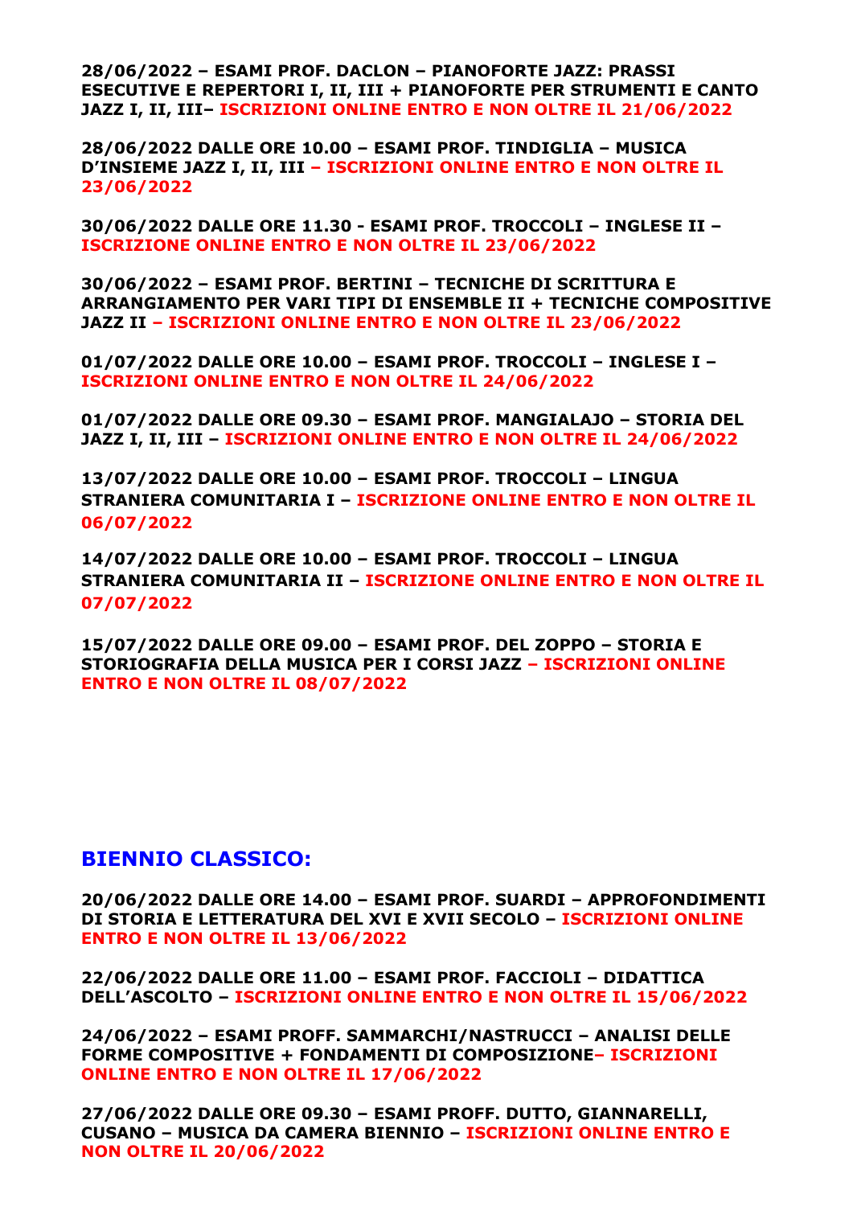**28/06/2022 – ESAMI PROF. DACLON – PIANOFORTE JAZZ: PRASSI ESECUTIVE E REPERTORI I, II, III + PIANOFORTE PER STRUMENTI E CANTO JAZZ I, II, III– ISCRIZIONI ONLINE ENTRO E NON OLTRE IL 21/06/2022**

**28/06/2022 DALLE ORE 10.00 – ESAMI PROF. TINDIGLIA – MUSICA D'INSIEME JAZZ I, II, III – ISCRIZIONI ONLINE ENTRO E NON OLTRE IL 23/06/2022**

**30/06/2022 DALLE ORE 11.30 - ESAMI PROF. TROCCOLI – INGLESE II – ISCRIZIONE ONLINE ENTRO E NON OLTRE IL 23/06/2022**

**30/06/2022 – ESAMI PROF. BERTINI – TECNICHE DI SCRITTURA E ARRANGIAMENTO PER VARI TIPI DI ENSEMBLE II + TECNICHE COMPOSITIVE JAZZ II – ISCRIZIONI ONLINE ENTRO E NON OLTRE IL 23/06/2022**

**01/07/2022 DALLE ORE 10.00 – ESAMI PROF. TROCCOLI – INGLESE I – ISCRIZIONI ONLINE ENTRO E NON OLTRE IL 24/06/2022**

**01/07/2022 DALLE ORE 09.30 – ESAMI PROF. MANGIALAJO – STORIA DEL JAZZ I, II, III – ISCRIZIONI ONLINE ENTRO E NON OLTRE IL 24/06/2022**

**13/07/2022 DALLE ORE 10.00 – ESAMI PROF. TROCCOLI – LINGUA STRANIERA COMUNITARIA I – ISCRIZIONE ONLINE ENTRO E NON OLTRE IL 06/07/2022**

**14/07/2022 DALLE ORE 10.00 – ESAMI PROF. TROCCOLI – LINGUA STRANIERA COMUNITARIA II – ISCRIZIONE ONLINE ENTRO E NON OLTRE IL 07/07/2022**

**15/07/2022 DALLE ORE 09.00 – ESAMI PROF. DEL ZOPPO – STORIA E STORIOGRAFIA DELLA MUSICA PER I CORSI JAZZ – ISCRIZIONI ONLINE ENTRO E NON OLTRE IL 08/07/2022**

## BIENNIO CLASSICO:

**20/06/2022 DALLE ORE 14.00 – ESAMI PROF. SUARDI – APPROFONDIMENTI DI STORIA E LETTERATURA DEL XVI E XVII SECOLO – ISCRIZIONI ONLINE ENTRO E NON OLTRE IL 13/06/2022**

**22/06/2022 DALLE ORE 11.00 – ESAMI PROF. FACCIOLI – DIDATTICA DELL'ASCOLTO – ISCRIZIONI ONLINE ENTRO E NON OLTRE IL 15/06/2022**

**24/06/2022 – ESAMI PROFF. SAMMARCHI/NASTRUCCI – ANALISI DELLE FORME COMPOSITIVE + FONDAMENTI DI COMPOSIZIONE– ISCRIZIONI ONLINE ENTRO E NON OLTRE IL 17/06/2022**

**27/06/2022 DALLE ORE 09.30 – ESAMI PROFF. DUTTO, GIANNARELLI, CUSANO – MUSICA DA CAMERA BIENNIO – ISCRIZIONI ONLINE ENTRO E NON OLTRE IL 20/06/2022**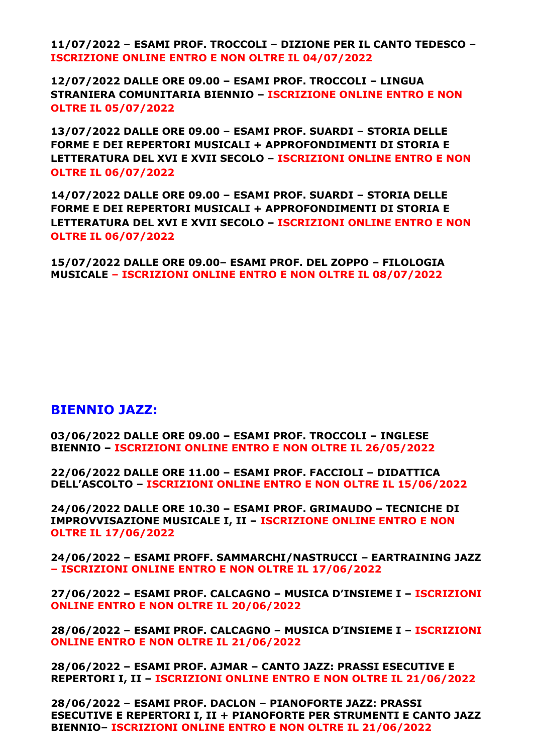**11/07/2022 – ESAMI PROF. TROCCOLI – DIZIONE PER IL CANTO TEDESCO – ISCRIZIONE ONLINE ENTRO E NON OLTRE IL 04/07/2022**

**12/07/2022 DALLE ORE 09.00 – ESAMI PROF. TROCCOLI – LINGUA STRANIERA COMUNITARIA BIENNIO – ISCRIZIONE ONLINE ENTRO E NON OLTRE IL 05/07/2022**

**13/07/2022 DALLE ORE 09.00 – ESAMI PROF. SUARDI – STORIA DELLE FORME E DEI REPERTORI MUSICALI + APPROFONDIMENTI DI STORIA E LETTERATURA DEL XVI E XVII SECOLO – ISCRIZIONI ONLINE ENTRO E NON OLTRE IL 06/07/2022**

**14/07/2022 DALLE ORE 09.00 – ESAMI PROF. SUARDI – STORIA DELLE FORME E DEI REPERTORI MUSICALI + APPROFONDIMENTI DI STORIA E LETTERATURA DEL XVI E XVII SECOLO – ISCRIZIONI ONLINE ENTRO E NON OLTRE IL 06/07/2022**

**15/07/2022 DALLE ORE 09.00– ESAMI PROF. DEL ZOPPO – FILOLOGIA MUSICALE – ISCRIZIONI ONLINE ENTRO E NON OLTRE IL 08/07/2022**

## BIENNIO JAZZ:

**03/06/2022 DALLE ORE 09.00 – ESAMI PROF. TROCCOLI – INGLESE BIENNIO – ISCRIZIONI ONLINE ENTRO E NON OLTRE IL 26/05/2022**

**22/06/2022 DALLE ORE 11.00 – ESAMI PROF. FACCIOLI – DIDATTICA DELL'ASCOLTO – ISCRIZIONI ONLINE ENTRO E NON OLTRE IL 15/06/2022**

**24/06/2022 DALLE ORE 10.30 – ESAMI PROF. GRIMAUDO – TECNICHE DI IMPROVVISAZIONE MUSICALE I, II – ISCRIZIONE ONLINE ENTRO E NON OLTRE IL 17/06/2022**

**24/06/2022 – ESAMI PROFF. SAMMARCHI/NASTRUCCI – EARTRAINING JAZZ – ISCRIZIONI ONLINE ENTRO E NON OLTRE IL 17/06/2022**

**27/06/2022 – ESAMI PROF. CALCAGNO – MUSICA D'INSIEME I – ISCRIZIONI ONLINE ENTRO E NON OLTRE IL 20/06/2022**

**28/06/2022 – ESAMI PROF. CALCAGNO – MUSICA D'INSIEME I – ISCRIZIONI ONLINE ENTRO E NON OLTRE IL 21/06/2022**

**28/06/2022 – ESAMI PROF. AJMAR – CANTO JAZZ: PRASSI ESECUTIVE E REPERTORI I, II – ISCRIZIONI ONLINE ENTRO E NON OLTRE IL 21/06/2022**

**28/06/2022 – ESAMI PROF. DACLON – PIANOFORTE JAZZ: PRASSI ESECUTIVE E REPERTORI I, II + PIANOFORTE PER STRUMENTI E CANTO JAZZ BIENNIO– ISCRIZIONI ONLINE ENTRO E NON OLTRE IL 21/06/2022**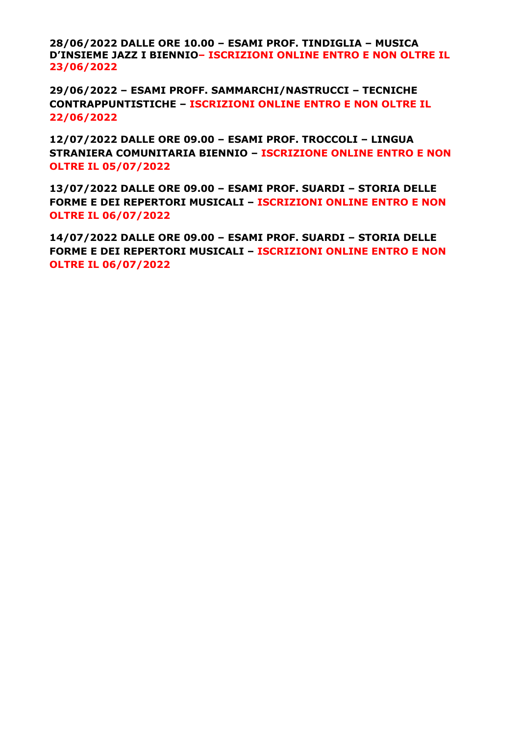**28/06/2022 DALLE ORE 10.00 – ESAMI PROF. TINDIGLIA – MUSICA D'INSIEME JAZZ I BIENNIO– ISCRIZIONI ONLINE ENTRO E NON OLTRE IL 23/06/2022**

**29/06/2022 – ESAMI PROFF. SAMMARCHI/NASTRUCCI – TECNICHE CONTRAPPUNTISTICHE – ISCRIZIONI ONLINE ENTRO E NON OLTRE IL 22/06/2022**

**12/07/2022 DALLE ORE 09.00 – ESAMI PROF. TROCCOLI – LINGUA STRANIERA COMUNITARIA BIENNIO – ISCRIZIONE ONLINE ENTRO E NON OLTRE IL 05/07/2022**

**13/07/2022 DALLE ORE 09.00 – ESAMI PROF. SUARDI – STORIA DELLE FORME E DEI REPERTORI MUSICALI – ISCRIZIONI ONLINE ENTRO E NON OLTRE IL 06/07/2022**

**14/07/2022 DALLE ORE 09.00 – ESAMI PROF. SUARDI – STORIA DELLE FORME E DEI REPERTORI MUSICALI – ISCRIZIONI ONLINE ENTRO E NON OLTRE IL 06/07/2022**